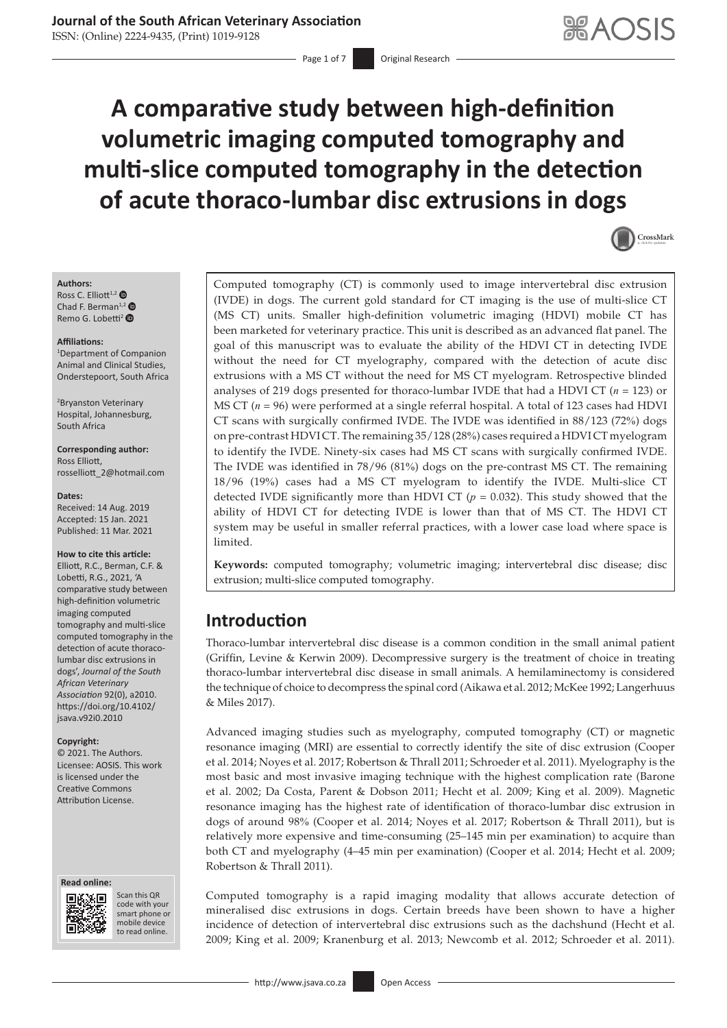# A comparative study between high-definition volumetric imaging computed tomography and multi-slice computed tomography in the detection of acute thoraco-lumbar disc extrusions in dogs

**Authors:**
Ross C. Elliott[1,2]
Chad F. Berman[1,2]
Remo G. Lobetti[2]

**Affiliations:**
[1]Department of Companion Animal and Clinical Studies, Onderstepoort, South Africa

[2]Bryanston Veterinary Hospital, Johannesburg, South Africa

**Corresponding author:**
Ross Elliott,
rosselliott_2@hotmail.com

**Dates:**
Received: 14 Aug. 2019
Accepted: 15 Jan. 2021
Published: 11 Mar. 2021

**How to cite this article:**
Elliott, R.C., Berman, C.F. & Lobetti, R.G., 2021, 'A comparative study between high-definition volumetric imaging computed tomography and multi-slice computed tomography in the detection of acute thoraco-lumbar disc extrusions in dogs', *Journal of the South African Veterinary Association* 92(0), a2010. https://doi.org/10.4102/jsava.v92i0.2010

**Copyright:**
© 2021. The Authors. Licensee: AOSIS. This work is licensed under the Creative Commons Attribution License.

Computed tomography (CT) is commonly used to image intervertebral disc extrusion (IVDE) in dogs. The current gold standard for CT imaging is the use of multi-slice CT (MS CT) units. Smaller high-definition volumetric imaging (HDVI) mobile CT has been marketed for veterinary practice. This unit is described as an advanced flat panel. The goal of this manuscript was to evaluate the ability of the HDVI CT in detecting IVDE without the need for CT myelography, compared with the detection of acute disc extrusions with a MS CT without the need for MS CT myelogram. Retrospective blinded analyses of 219 dogs presented for thoraco-lumbar IVDE that had a HDVI CT ($n = 123$) or MS CT ($n = 96$) were performed at a single referral hospital. A total of 123 cases had HDVI CT scans with surgically confirmed IVDE. The IVDE was identified in 88/123 (72%) dogs on pre-contrast HDVI CT. The remaining 35/128 (28%) cases required a HDVI CT myelogram to identify the IVDE. Ninety-six cases had MS CT scans with surgically confirmed IVDE. The IVDE was identified in 78/96 (81%) dogs on the pre-contrast MS CT. The remaining 18/96 (19%) cases had a MS CT myelogram to identify the IVDE. Multi-slice CT detected IVDE significantly more than HDVI CT ($p = 0.032$). This study showed that the ability of HDVI CT for detecting IVDE is lower than that of MS CT. The HDVI CT system may be useful in smaller referral practices, with a lower case load where space is limited.

**Keywords:** computed tomography; volumetric imaging; intervertebral disc disease; disc extrusion; multi-slice computed tomography.

## Introduction

Thoraco-lumbar intervertebral disc disease is a common condition in the small animal patient (Griffin, Levine & Kerwin 2009). Decompressive surgery is the treatment of choice in treating thoraco-lumbar intervertebral disc disease in small animals. A hemilaminectomy is considered the technique of choice to decompress the spinal cord (Aikawa et al. 2012; McKee 1992; Langerhuus & Miles 2017).

Advanced imaging studies such as myelography, computed tomography (CT) or magnetic resonance imaging (MRI) are essential to correctly identify the site of disc extrusion (Cooper et al. 2014; Noyes et al. 2017; Robertson & Thrall 2011; Schroeder et al. 2011). Myelography is the most basic and most invasive imaging technique with the highest complication rate (Barone et al. 2002; Da Costa, Parent & Dobson 2011; Hecht et al. 2009; King et al. 2009). Magnetic resonance imaging has the highest rate of identification of thoraco-lumbar disc extrusion in dogs of around 98% (Cooper et al. 2014; Noyes et al. 2017; Robertson & Thrall 2011), but is relatively more expensive and time-consuming (25–145 min per examination) to acquire than both CT and myelography (4–45 min per examination) (Cooper et al. 2014; Hecht et al. 2009; Robertson & Thrall 2011).

Computed tomography is a rapid imaging modality that allows accurate detection of mineralised disc extrusions in dogs. Certain breeds have been shown to have a higher incidence of detection of intervertebral disc extrusions such as the dachshund (Hecht et al. 2009; King et al. 2009; Kranenburg et al. 2013; Newcomb et al. 2012; Schroeder et al. 2011).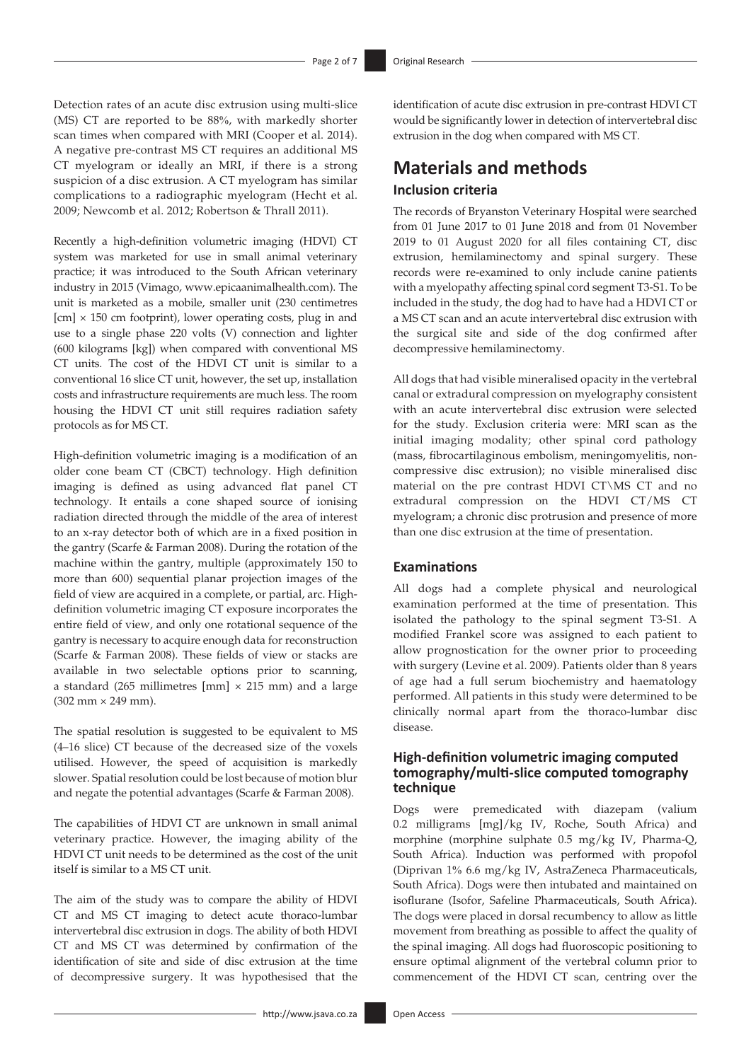Detection rates of an acute disc extrusion using multi-slice (MS) CT are reported to be 88%, with markedly shorter scan times when compared with MRI (Cooper et al. 2014). A negative pre-contrast MS CT requires an additional MS CT myelogram or ideally an MRI, if there is a strong suspicion of a disc extrusion. A CT myelogram has similar complications to a radiographic myelogram (Hecht et al. 2009; Newcomb et al. 2012; Robertson & Thrall 2011).

Recently a high-definition volumetric imaging (HDVI) CT system was marketed for use in small animal veterinary practice; it was introduced to the South African veterinary industry in 2015 (Vimago, www.epicaanimalhealth.com). The unit is marketed as a mobile, smaller unit (230 centimetres [cm] × 150 cm footprint), lower operating costs, plug in and use to a single phase 220 volts (V) connection and lighter (600 kilograms [kg]) when compared with conventional MS CT units. The cost of the HDVI CT unit is similar to a conventional 16 slice CT unit, however, the set up, installation costs and infrastructure requirements are much less. The room housing the HDVI CT unit still requires radiation safety protocols as for MS CT.

High-definition volumetric imaging is a modification of an older cone beam CT (CBCT) technology. High definition imaging is defined as using advanced flat panel CT technology. It entails a cone shaped source of ionising radiation directed through the middle of the area of interest to an x-ray detector both of which are in a fixed position in the gantry (Scarfe & Farman 2008). During the rotation of the machine within the gantry, multiple (approximately 150 to more than 600) sequential planar projection images of the field of view are acquired in a complete, or partial, arc. High-definition volumetric imaging CT exposure incorporates the entire field of view, and only one rotational sequence of the gantry is necessary to acquire enough data for reconstruction (Scarfe & Farman 2008). These fields of view or stacks are available in two selectable options prior to scanning, a standard (265 millimetres [mm] × 215 mm) and a large (302 mm × 249 mm).

The spatial resolution is suggested to be equivalent to MS (4–16 slice) CT because of the decreased size of the voxels utilised. However, the speed of acquisition is markedly slower. Spatial resolution could be lost because of motion blur and negate the potential advantages (Scarfe & Farman 2008).

The capabilities of HDVI CT are unknown in small animal veterinary practice. However, the imaging ability of the HDVI CT unit needs to be determined as the cost of the unit itself is similar to a MS CT unit.

The aim of the study was to compare the ability of HDVI CT and MS CT imaging to detect acute thoraco-lumbar intervertebral disc extrusion in dogs. The ability of both HDVI CT and MS CT was determined by confirmation of the identification of site and side of disc extrusion at the time of decompressive surgery. It was hypothesised that the identification of acute disc extrusion in pre-contrast HDVI CT would be significantly lower in detection of intervertebral disc extrusion in the dog when compared with MS CT.

## Materials and methods

### Inclusion criteria

The records of Bryanston Veterinary Hospital were searched from 01 June 2017 to 01 June 2018 and from 01 November 2019 to 01 August 2020 for all files containing CT, disc extrusion, hemilaminectomy and spinal surgery. These records were re-examined to only include canine patients with a myelopathy affecting spinal cord segment T3-S1. To be included in the study, the dog had to have had a HDVI CT or a MS CT scan and an acute intervertebral disc extrusion with the surgical site and side of the dog confirmed after decompressive hemilaminectomy.

All dogs that had visible mineralised opacity in the vertebral canal or extradural compression on myelography consistent with an acute intervertebral disc extrusion were selected for the study. Exclusion criteria were: MRI scan as the initial imaging modality; other spinal cord pathology (mass, fibrocartilaginous embolism, meningomyelitis, non-compressive disc extrusion); no visible mineralised disc material on the pre contrast HDVI CT\MS CT and no extradural compression on the HDVI CT/MS CT myelogram; a chronic disc protrusion and presence of more than one disc extrusion at the time of presentation.

### Examinations

All dogs had a complete physical and neurological examination performed at the time of presentation. This isolated the pathology to the spinal segment T3-S1. A modified Frankel score was assigned to each patient to allow prognostication for the owner prior to proceeding with surgery (Levine et al. 2009). Patients older than 8 years of age had a full serum biochemistry and haematology performed. All patients in this study were determined to be clinically normal apart from the thoraco-lumbar disc disease.

### High-definition volumetric imaging computed tomography/multi-slice computed tomography technique

Dogs were premedicated with diazepam (valium 0.2 milligrams [mg]/kg IV, Roche, South Africa) and morphine (morphine sulphate 0.5 mg/kg IV, Pharma-Q, South Africa). Induction was performed with propofol (Diprivan 1% 6.6 mg/kg IV, AstraZeneca Pharmaceuticals, South Africa). Dogs were then intubated and maintained on isoflurane (Isofor, Safeline Pharmaceuticals, South Africa). The dogs were placed in dorsal recumbency to allow as little movement from breathing as possible to affect the quality of the spinal imaging. All dogs had fluoroscopic positioning to ensure optimal alignment of the vertebral column prior to commencement of the HDVI CT scan, centring over the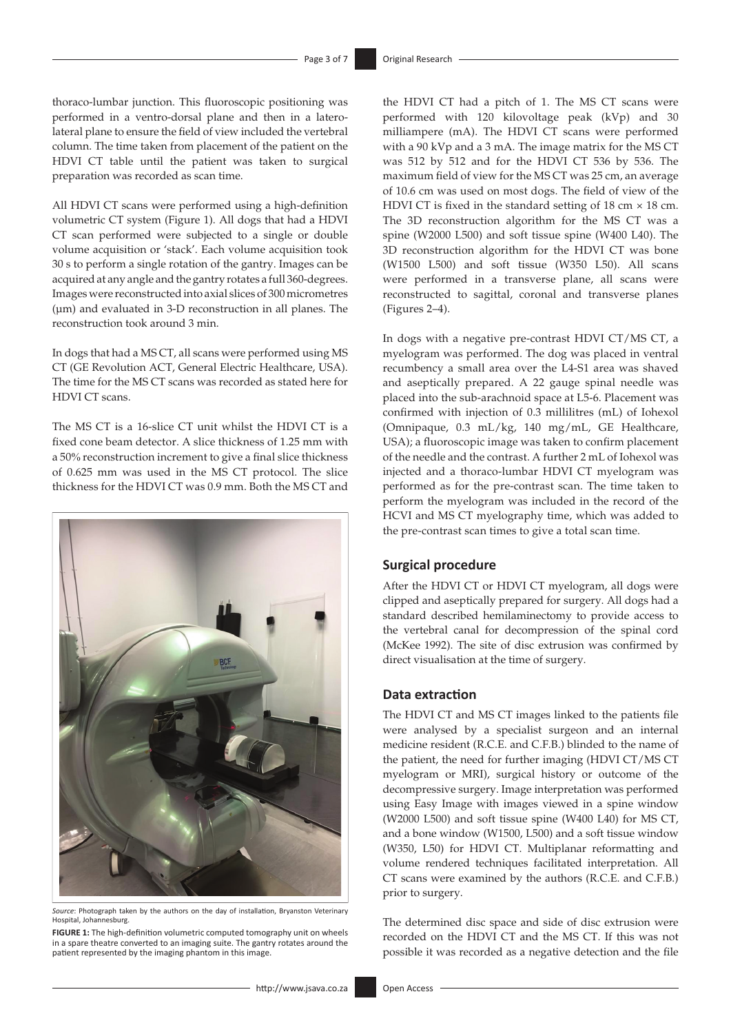thoraco-lumbar junction. This fluoroscopic positioning was performed in a ventro-dorsal plane and then in a latero-lateral plane to ensure the field of view included the vertebral column. The time taken from placement of the patient on the HDVI CT table until the patient was taken to surgical preparation was recorded as scan time.

All HDVI CT scans were performed using a high-definition volumetric CT system (Figure 1). All dogs that had a HDVI CT scan performed were subjected to a single or double volume acquisition or 'stack'. Each volume acquisition took 30 s to perform a single rotation of the gantry. Images can be acquired at any angle and the gantry rotates a full 360-degrees. Images were reconstructed into axial slices of 300 micrometres (µm) and evaluated in 3-D reconstruction in all planes. The reconstruction took around 3 min.

In dogs that had a MS CT, all scans were performed using MS CT (GE Revolution ACT, General Electric Healthcare, USA). The time for the MS CT scans was recorded as stated here for HDVI CT scans.

The MS CT is a 16-slice CT unit whilst the HDVI CT is a fixed cone beam detector. A slice thickness of 1.25 mm with a 50% reconstruction increment to give a final slice thickness of 0.625 mm was used in the MS CT protocol. The slice thickness for the HDVI CT was 0.9 mm. Both the MS CT and

*Source*: Photograph taken by the authors on the day of installation, Bryanston Veterinary Hospital, Johannesburg.

**FIGURE 1:** The high-definition volumetric computed tomography unit on wheels in a spare theatre converted to an imaging suite. The gantry rotates around the patient represented by the imaging phantom in this image.

the HDVI CT had a pitch of 1. The MS CT scans were performed with 120 kilovoltage peak (kVp) and 30 milliampere (mA). The HDVI CT scans were performed with a 90 kVp and a 3 mA. The image matrix for the MS CT was 512 by 512 and for the HDVI CT 536 by 536. The maximum field of view for the MS CT was 25 cm, an average of 10.6 cm was used on most dogs. The field of view of the HDVI CT is fixed in the standard setting of 18 cm × 18 cm. The 3D reconstruction algorithm for the MS CT was a spine (W2000 L500) and soft tissue spine (W400 L40). The 3D reconstruction algorithm for the HDVI CT was bone (W1500 L500) and soft tissue (W350 L50). All scans were performed in a transverse plane, all scans were reconstructed to sagittal, coronal and transverse planes (Figures 2–4).

In dogs with a negative pre-contrast HDVI CT/MS CT, a myelogram was performed. The dog was placed in ventral recumbency a small area over the L4-S1 area was shaved and aseptically prepared. A 22 gauge spinal needle was placed into the sub-arachnoid space at L5-6. Placement was confirmed with injection of 0.3 millilitres (mL) of Iohexol (Omnipaque, 0.3 mL/kg, 140 mg/mL, GE Healthcare, USA); a fluoroscopic image was taken to confirm placement of the needle and the contrast. A further 2 mL of Iohexol was injected and a thoraco-lumbar HDVI CT myelogram was performed as for the pre-contrast scan. The time taken to perform the myelogram was included in the record of the HCVI and MS CT myelography time, which was added to the pre-contrast scan times to give a total scan time.

## Surgical procedure

After the HDVI CT or HDVI CT myelogram, all dogs were clipped and aseptically prepared for surgery. All dogs had a standard described hemilaminectomy to provide access to the vertebral canal for decompression of the spinal cord (McKee 1992). The site of disc extrusion was confirmed by direct visualisation at the time of surgery.

## Data extraction

The HDVI CT and MS CT images linked to the patients file were analysed by a specialist surgeon and an internal medicine resident (R.C.E. and C.F.B.) blinded to the name of the patient, the need for further imaging (HDVI CT/MS CT myelogram or MRI), surgical history or outcome of the decompressive surgery. Image interpretation was performed using Easy Image with images viewed in a spine window (W2000 L500) and soft tissue spine (W400 L40) for MS CT, and a bone window (W1500, L500) and a soft tissue window (W350, L50) for HDVI CT. Multiplanar reformatting and volume rendered techniques facilitated interpretation. All CT scans were examined by the authors (R.C.E. and C.F.B.) prior to surgery.

The determined disc space and side of disc extrusion were recorded on the HDVI CT and the MS CT. If this was not possible it was recorded as a negative detection and the file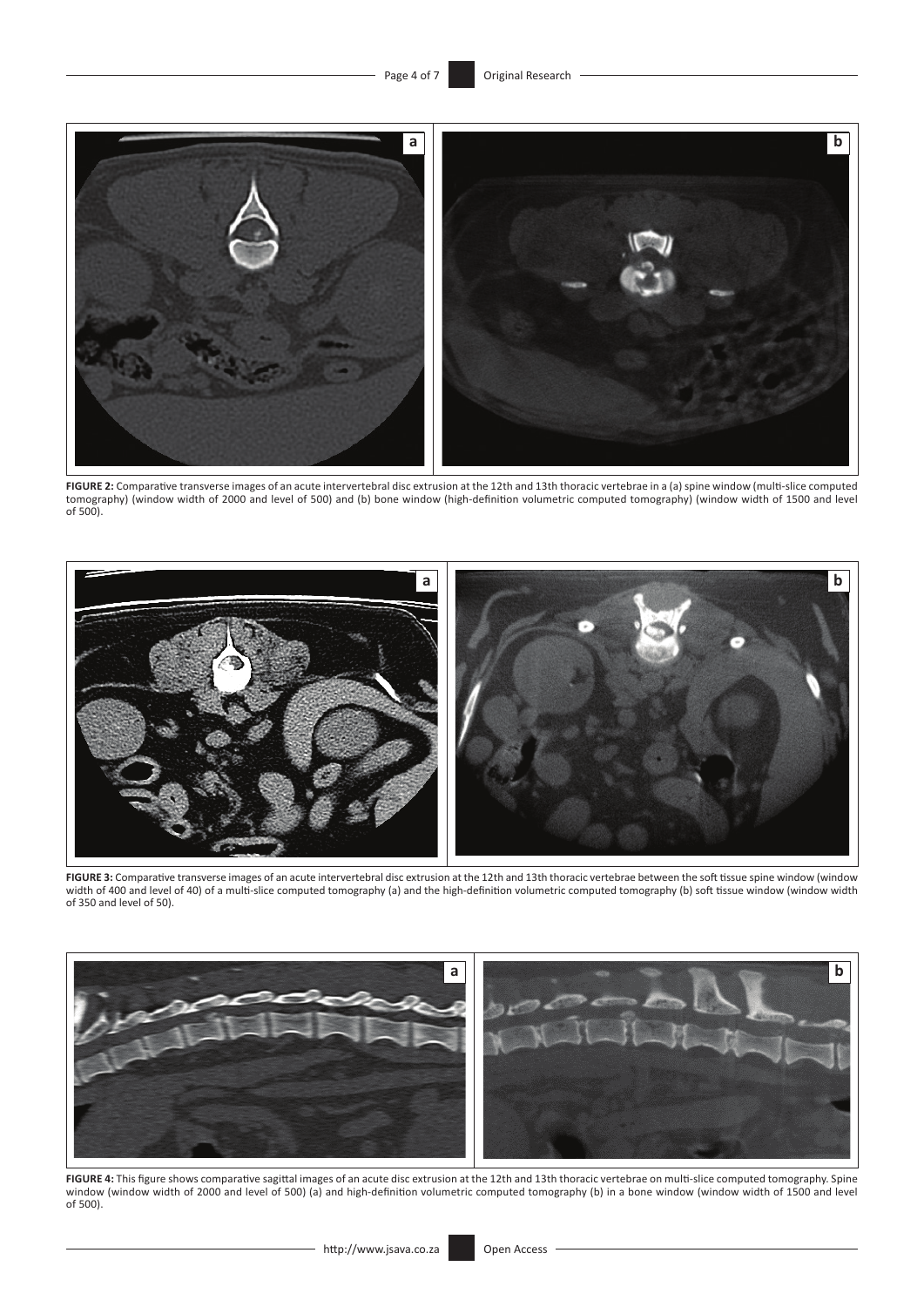**FIGURE 2:** Comparative transverse images of an acute intervertebral disc extrusion at the 12th and 13th thoracic vertebrae in a (a) spine window (multi-slice computed tomography) (window width of 2000 and level of 500) and (b) bone window (high-definition volumetric computed tomography) (window width of 1500 and level of 500).

**FIGURE 3:** Comparative transverse images of an acute intervertebral disc extrusion at the 12th and 13th thoracic vertebrae between the soft tissue spine window (window width of 400 and level of 40) of a multi-slice computed tomography (a) and the high-definition volumetric computed tomography (b) soft tissue window (window width of 350 and level of 50).

**FIGURE 4:** This figure shows comparative sagittal images of an acute disc extrusion at the 12th and 13th thoracic vertebrae on multi-slice computed tomography. Spine window (window width of 2000 and level of 500) (a) and high-definition volumetric computed tomography (b) in a bone window (window width of 1500 and level of 500).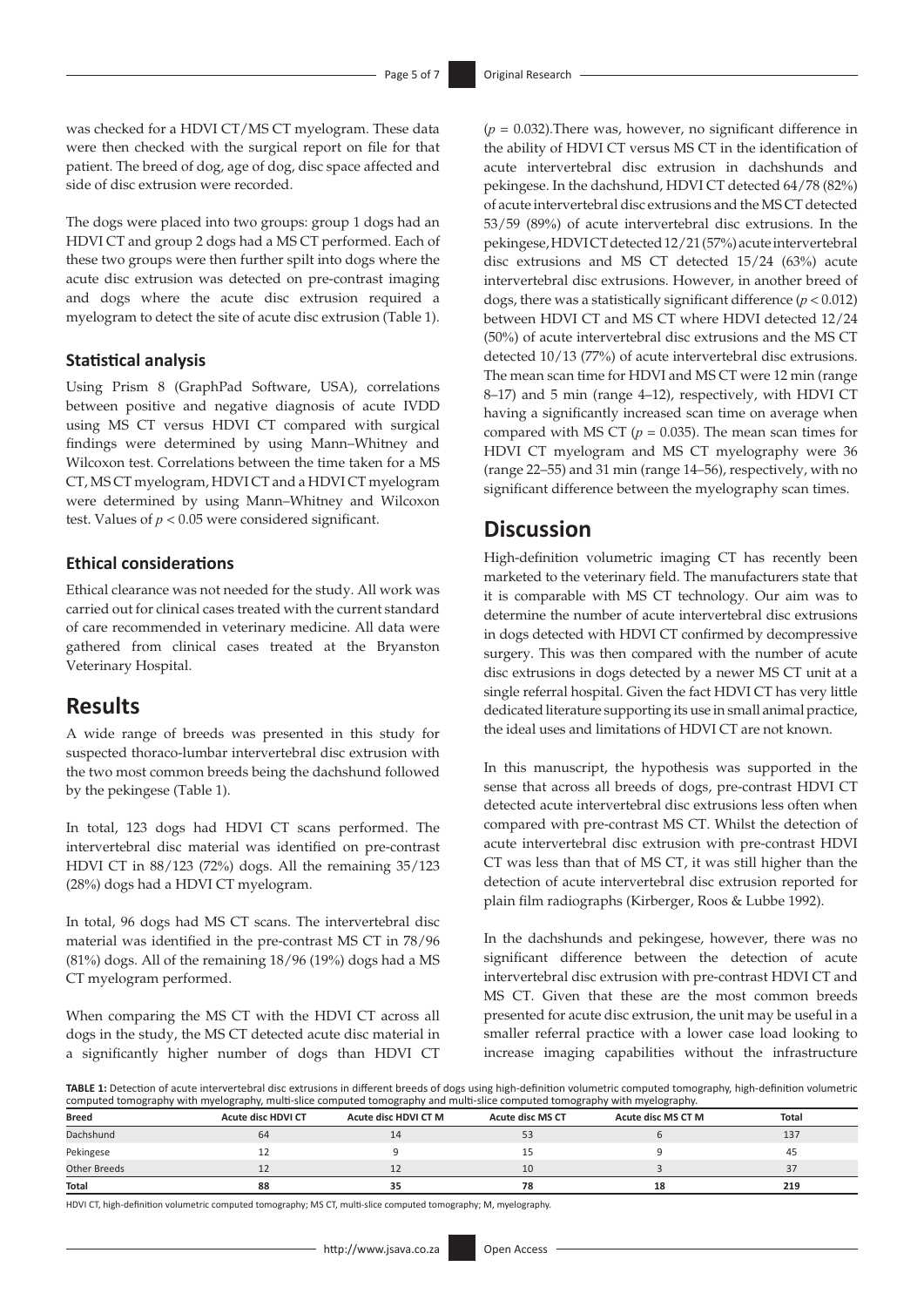was checked for a HDVI CT/MS CT myelogram. These data were then checked with the surgical report on file for that patient. The breed of dog, age of dog, disc space affected and side of disc extrusion were recorded.

The dogs were placed into two groups: group 1 dogs had an HDVI CT and group 2 dogs had a MS CT performed. Each of these two groups were then further spilt into dogs where the acute disc extrusion was detected on pre-contrast imaging and dogs where the acute disc extrusion required a myelogram to detect the site of acute disc extrusion (Table 1).

### Statistical analysis

Using Prism 8 (GraphPad Software, USA), correlations between positive and negative diagnosis of acute IVDD using MS CT versus HDVI CT compared with surgical findings were determined by using Mann–Whitney and Wilcoxon test. Correlations between the time taken for a MS CT, MS CT myelogram, HDVI CT and a HDVI CT myelogram were determined by using Mann–Whitney and Wilcoxon test. Values of $p < 0.05$ were considered significant.

### Ethical considerations

Ethical clearance was not needed for the study. All work was carried out for clinical cases treated with the current standard of care recommended in veterinary medicine. All data were gathered from clinical cases treated at the Bryanston Veterinary Hospital.

## Results

A wide range of breeds was presented in this study for suspected thoraco-lumbar intervertebral disc extrusion with the two most common breeds being the dachshund followed by the pekingese (Table 1).

In total, 123 dogs had HDVI CT scans performed. The intervertebral disc material was identified on pre-contrast HDVI CT in 88/123 (72%) dogs. All the remaining 35/123 (28%) dogs had a HDVI CT myelogram.

In total, 96 dogs had MS CT scans. The intervertebral disc material was identified in the pre-contrast MS CT in 78/96 (81%) dogs. All of the remaining 18/96 (19%) dogs had a MS CT myelogram performed.

When comparing the MS CT with the HDVI CT across all dogs in the study, the MS CT detected acute disc material in a significantly higher number of dogs than HDVI CT ($p = 0.032$).There was, however, no significant difference in the ability of HDVI CT versus MS CT in the identification of acute intervertebral disc extrusion in dachshunds and pekingese. In the dachshund, HDVI CT detected 64/78 (82%) of acute intervertebral disc extrusions and the MS CT detected 53/59 (89%) of acute intervertebral disc extrusions. In the pekingese, HDVI CT detected 12/21 (57%) acute intervertebral disc extrusions and MS CT detected 15/24 (63%) acute intervertebral disc extrusions. However, in another breed of dogs, there was a statistically significant difference ($p < 0.012$) between HDVI CT and MS CT where HDVI detected 12/24 (50%) of acute intervertebral disc extrusions and the MS CT detected 10/13 (77%) of acute intervertebral disc extrusions. The mean scan time for HDVI and MS CT were 12 min (range 8–17) and 5 min (range 4–12), respectively, with HDVI CT having a significantly increased scan time on average when compared with MS CT ($p = 0.035$). The mean scan times for HDVI CT myelogram and MS CT myelography were 36 (range 22–55) and 31 min (range 14–56), respectively, with no significant difference between the myelography scan times.

## Discussion

High-definition volumetric imaging CT has recently been marketed to the veterinary field. The manufacturers state that it is comparable with MS CT technology. Our aim was to determine the number of acute intervertebral disc extrusions in dogs detected with HDVI CT confirmed by decompressive surgery. This was then compared with the number of acute disc extrusions in dogs detected by a newer MS CT unit at a single referral hospital. Given the fact HDVI CT has very little dedicated literature supporting its use in small animal practice, the ideal uses and limitations of HDVI CT are not known.

In this manuscript, the hypothesis was supported in the sense that across all breeds of dogs, pre-contrast HDVI CT detected acute intervertebral disc extrusions less often when compared with pre-contrast MS CT. Whilst the detection of acute intervertebral disc extrusion with pre-contrast HDVI CT was less than that of MS CT, it was still higher than the detection of acute intervertebral disc extrusion reported for plain film radiographs (Kirberger, Roos & Lubbe 1992).

In the dachshunds and pekingese, however, there was no significant difference between the detection of acute intervertebral disc extrusion with pre-contrast HDVI CT and MS CT. Given that these are the most common breeds presented for acute disc extrusion, the unit may be useful in a smaller referral practice with a lower case load looking to increase imaging capabilities without the infrastructure

**TABLE 1:** Detection of acute intervertebral disc extrusions in different breeds of dogs using high-definition volumetric computed tomography, high-definition volumetric computed tomography with myelography, multi-slice computed tomography and multi-slice computed tomography with myelography.

| Breed | Acute disc HDVI CT | Acute disc HDVI CT M | Acute disc MS CT | Acute disc MS CT M | Total |
|---|---|---|---|---|---|
| Dachshund | 64 | 14 | 53 | 6 | 137 |
| Pekingese | 12 | 9 | 15 | 9 | 45 |
| Other Breeds | 12 | 12 | 10 | 3 | 37 |
| **Total** | **88** | **35** | **78** | **18** | **219** |

HDVI CT, high-definition volumetric computed tomography; MS CT, multi-slice computed tomography; M, myelography.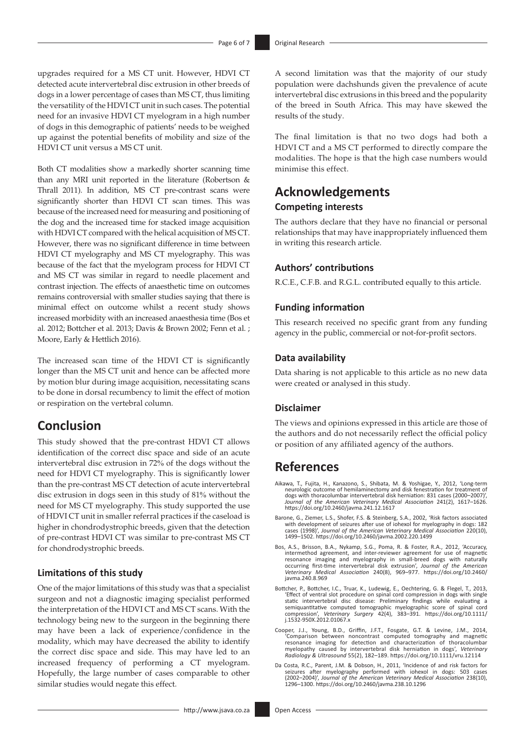upgrades required for a MS CT unit. However, HDVI CT detected acute intervertebral disc extrusion in other breeds of dogs in a lower percentage of cases than MS CT, thus limiting the versatility of the HDVI CT unit in such cases. The potential need for an invasive HDVI CT myelogram in a high number of dogs in this demographic of patients' needs to be weighed up against the potential benefits of mobility and size of the HDVI CT unit versus a MS CT unit.

Both CT modalities show a markedly shorter scanning time than any MRI unit reported in the literature (Robertson & Thrall 2011). In addition, MS CT pre-contrast scans were significantly shorter than HDVI CT scan times. This was because of the increased need for measuring and positioning of the dog and the increased time for stacked image acquisition with HDVI CT compared with the helical acquisition of MS CT. However, there was no significant difference in time between HDVI CT myelography and MS CT myelography. This was because of the fact that the myelogram process for HDVI CT and MS CT was similar in regard to needle placement and contrast injection. The effects of anaesthetic time on outcomes remains controversial with smaller studies saying that there is minimal effect on outcome whilst a recent study shows increased morbidity with an increased anaesthesia time (Bos et al. 2012; Bottcher et al. 2013; Davis & Brown 2002; Fenn et al. ; Moore, Early & Hettlich 2016).

The increased scan time of the HDVI CT is significantly longer than the MS CT unit and hence can be affected more by motion blur during image acquisition, necessitating scans to be done in dorsal recumbency to limit the effect of motion or respiration on the vertebral column.

## Conclusion

This study showed that the pre-contrast HDVI CT allows identification of the correct disc space and side of an acute intervertebral disc extrusion in 72% of the dogs without the need for HDVI CT myelography. This is significantly lower than the pre-contrast MS CT detection of acute intervertebral disc extrusion in dogs seen in this study of 81% without the need for MS CT myelography. This study supported the use of HDVI CT unit in smaller referral practices if the caseload is higher in chondrodystrophic breeds, given that the detection of pre-contrast HDVI CT was similar to pre-contrast MS CT for chondrodystrophic breeds.

### Limitations of this study

One of the major limitations of this study was that a specialist surgeon and not a diagnostic imaging specialist performed the interpretation of the HDVI CT and MS CT scans. With the technology being new to the surgeon in the beginning there may have been a lack of experience/confidence in the modality, which may have decreased the ability to identify the correct disc space and side. This may have led to an increased frequency of performing a CT myelogram. Hopefully, the large number of cases comparable to other similar studies would negate this effect.

A second limitation was that the majority of our study population were dachshunds given the prevalence of acute intervertebral disc extrusions in this breed and the popularity of the breed in South Africa. This may have skewed the results of the study.

The final limitation is that no two dogs had both a HDVI CT and a MS CT performed to directly compare the modalities. The hope is that the high case numbers would minimise this effect.

## Acknowledgements

### Competing interests

The authors declare that they have no financial or personal relationships that may have inappropriately influenced them in writing this research article.

### Authors' contributions

R.C.E., C.F.B. and R.G.L. contributed equally to this article.

### Funding information

This research received no specific grant from any funding agency in the public, commercial or not-for-profit sectors.

### Data availability

Data sharing is not applicable to this article as no new data were created or analysed in this study.

### Disclaimer

The views and opinions expressed in this article are those of the authors and do not necessarily reflect the official policy or position of any affiliated agency of the authors.

## References

Aikawa, T., Fujita, H., Kanazono, S., Shibata, M. & Yoshigae, Y., 2012, 'Long-term neurologic outcome of hemilaminectomy and disk fenestration for treatment of dogs with thoracolumbar intervertebral disk herniation: 831 cases (2000–2007)', *Journal of the American Veterinary Medical Association* 241(2), 1617–1626. https://doi.org/10.2460/javma.241.12.1617

Barone, G., Ziemer, L.S., Shofer, F.S. & Steinberg, S.A., 2002, 'Risk factors associated with development of seizures after use of iohexol for myelography in dogs: 182 cases (1998)', *Journal of the American Veterinary Medical Association* 220(10), 1499–1502. https://doi.org/10.2460/javma.2002.220.1499

Bos, A.S., Brisson, B.A., Nykamp, S.G., Poma, R. & Foster, R.A., 2012, 'Accuracy, intermethod agreement, and inter-reviewer agreement for use of magnetic resonance imaging and myelography in small-breed dogs with naturally occurring first-time intervertebral disk extrusion', *Journal of the American Veterinary Medical Association* 240(8), 969–977. https://doi.org/10.2460/javma.240.8.969

Bottcher, P., Bottcher, I.C., Truar, K., Ludewig, E., Oechtering, G. & Flegel, T., 2013, 'Effect of ventral slot procedure on spinal cord compression in dogs with single static intervertebral disc disease: Preliminary findings while evaluating a semiquantitative computed tomographic myelographic score of spinal cord compression', *Veterinary Surgery* 42(4), 383–391. https://doi.org/10.1111/j.1532-950X.2012.01067.x

Cooper, J.J., Young, B.D., Griffin, J.F.T., Fosgate, G.T. & Levine, J.M., 2014, 'Comparison between noncontrast computed tomography and magnetic resonance imaging for detection and characterization of thoracolumbar myelopathy caused by intervertebral disk herniation in dogs', *Veterinary Radiology & Ultrasound* 55(2), 182–189. https://doi.org/10.1111/vru.12114

Da Costa, R.C., Parent, J.M. & Dobson, H., 2011, 'Incidence of and risk factors for seizures after myelography performed with iohexol in dogs: 503 cases (2002–2004)', *Journal of the American Veterinary Medical Association* 238(10), 1296–1300. https://doi.org/10.2460/javma.238.10.1296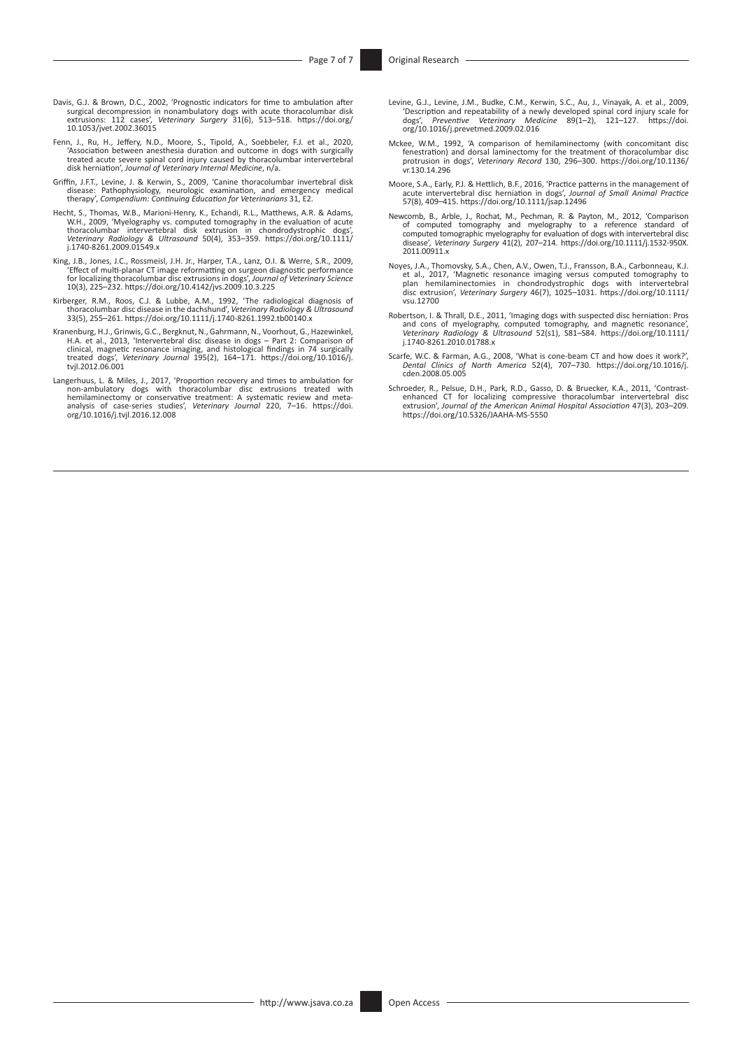Davis, G.J. & Brown, D.C., 2002, 'Prognostic indicators for time to ambulation after surgical decompression in nonambulatory dogs with acute thoracolumbar disk extrusions: 112 cases', *Veterinary Surgery* 31(6), 513–518. https://doi.org/10.1053/jvet.2002.36015

Fenn, J., Ru, H., Jeffery, N.D., Moore, S., Tipold, A., Soebbeler, F.J. et al., 2020, 'Association between anesthesia duration and outcome in dogs with surgically treated acute severe spinal cord injury caused by thoracolumbar intervertebral disk herniation', *Journal of Veterinary Internal Medicine*, n/a.

Griffin, J.F.T., Levine, J. & Kerwin, S., 2009, 'Canine thoracolumbar invertebral disk disease: Pathophysiology, neurologic examination, and emergency medical therapy', *Compendium: Continuing Education for Veterinarians* 31, E2.

Hecht, S., Thomas, W.B., Marioni-Henry, K., Echandi, R.L., Matthews, A.R. & Adams, W.H., 2009, 'Myelography vs. computed tomography in the evaluation of acute thoracolumbar intervertebral disk extrusion in chondrodystrophic dogs', *Veterinary Radiology & Ultrasound* 50(4), 353–359. https://doi.org/10.1111/j.1740-8261.2009.01549.x

King, J.B., Jones, J.C., Rossmeisl, J.H. Jr., Harper, T.A., Lanz, O.I. & Werre, S.R., 2009, 'Effect of multi-planar CT image reformatting on surgeon diagnostic performance for localizing thoracolumbar disc extrusions in dogs', *Journal of Veterinary Science* 10(3), 225–232. https://doi.org/10.4142/jvs.2009.10.3.225

Kirberger, R.M., Roos, C.J. & Lubbe, A.M., 1992, 'The radiological diagnosis of thoracolumbar disc disease in the dachshund', *Veterinary Radiology & Ultrasound* 33(5), 255–261. https://doi.org/10.1111/j.1740-8261.1992.tb00140.x

Kranenburg, H.J., Grinwis, G.C., Bergknut, N., Gahrmann, N., Voorhout, G., Hazewinkel, H.A. et al., 2013, 'Intervertebral disc disease in dogs – Part 2: Comparison of clinical, magnetic resonance imaging, and histological findings in 74 surgically treated dogs', *Veterinary Journal* 195(2), 164–171. https://doi.org/10.1016/j.tvjl.2012.06.001

Langerhuus, L. & Miles, J., 2017, 'Proportion recovery and times to ambulation for non-ambulatory dogs with thoracolumbar disc extrusions treated with hemilaminectomy or conservative treatment: A systematic review and meta-analysis of case-series studies', *Veterinary Journal* 220, 7–16. https://doi.org/10.1016/j.tvjl.2016.12.008

Levine, G.J., Levine, J.M., Budke, C.M., Kerwin, S.C., Au, J., Vinayak, A. et al., 2009, 'Description and repeatability of a newly developed spinal cord injury scale for dogs', *Preventive Veterinary Medicine* 89(1–2), 121–127. https://doi.org/10.1016/j.prevetmed.2009.02.016

Mckee, W.M., 1992, 'A comparison of hemilaminectomy (with concomitant disc fenestration) and dorsal laminectomy for the treatment of thoracolumbar disc protrusion in dogs', *Veterinary Record* 130, 296–300. https://doi.org/10.1136/vr.130.14.296

Moore, S.A., Early, P.J. & Hettlich, B.F., 2016, 'Practice patterns in the management of acute intervertebral disc herniation in dogs', *Journal of Small Animal Practice* 57(8), 409–415. https://doi.org/10.1111/jsap.12496

Newcomb, B., Arble, J., Rochat, M., Pechman, R. & Payton, M., 2012, 'Comparison of computed tomography and myelography to a reference standard of computed tomographic myelography for evaluation of dogs with intervertebral disc disease', *Veterinary Surgery* 41(2), 207–214. https://doi.org/10.1111/j.1532-950X.2011.00911.x

Noyes, J.A., Thomovsky, S.A., Chen, A.V., Owen, T.J., Fransson, B.A., Carbonneau, K.J. et al., 2017, 'Magnetic resonance imaging versus computed tomography to plan hemilaminectomies in chondrodystrophic dogs with intervertebral disc extrusion', *Veterinary Surgery* 46(7), 1025–1031. https://doi.org/10.1111/vsu.12700

Robertson, I. & Thrall, D.E., 2011, 'Imaging dogs with suspected disc herniation: Pros and cons of myelography, computed tomography, and magnetic resonance', *Veterinary Radiology & Ultrasound* 52(s1), S81–S84. https://doi.org/10.1111/j.1740-8261.2010.01788.x

Scarfe, W.C. & Farman, A.G., 2008, 'What is cone-beam CT and how does it work?', *Dental Clinics of North America* 52(4), 707–730. https://doi.org/10.1016/j.cden.2008.05.005

Schroeder, R., Pelsue, D.H., Park, R.D., Gasso, D. & Bruecker, K.A., 2011, 'Contrast-enhanced CT for localizing compressive thoracolumbar intervertebral disc extrusion', *Journal of the American Animal Hospital Association* 47(3), 203–209. https://doi.org/10.5326/JAAHA-MS-5550